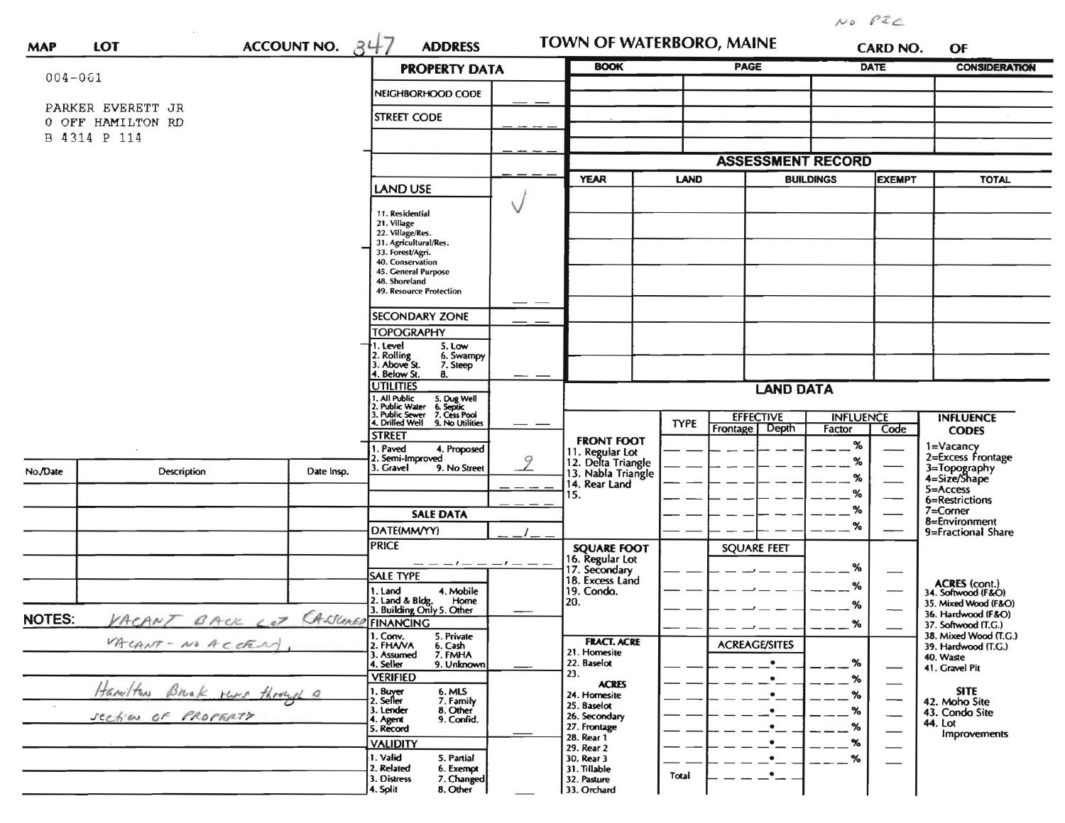NO PIC

| MAP | LOT | ACCOUNT NO. 347 | ADDRESS | TOWN OF WATERBORO, MAINE | CARD NO. | OF |
|---|---|---|---|---|---|---|

004-061

PARKER EVERETT JR
0 OFF HAMILTON RD
B 4314 P 114

## PROPERTY DATA

| Field | Value |
|---|---|
| NEIGHBORHOOD CODE | |
| STREET CODE | |
| LAND USE | √ |
| SECONDARY ZONE | |
| TOPOGRAPHY | |
| UTILITIES | |
| STREET | 9 |
| SALE DATA | |
| DATE(MM/YY) | |
| PRICE | |
| SALE TYPE | |
| FINANCING | |
| VERIFIED | |
| VALIDITY | |

LAND USE: 11. Residential, 21. Village, 22. Village/Res., 31. Agricultural/Res., 33. Forest/Agri., 40. Conservation, 45. General Purpose, 48. Shoreland, 49. Resource Protection

TOPOGRAPHY: 1. Level, 2. Rolling, 3. Above St., 4. Below St., 5. Low, 6. Swampy, 7. Steep, 8.

UTILITIES: 1. All Public, 2. Public Water, 3. Public Sewer, 4. Drilled Well, 5. Dug Well, 6. Septic, 7. Cess Pool, 9. No Utilities

STREET: 1. Paved, 2. Semi-Improved, 3. Gravel, 4. Proposed, 9. No Street

SALE TYPE: 1. Land, 2. Land & Bldg., 3. Building Only, 4. Mobile Home, 5. Other

FINANCING: 1. Conv., 2. FHA/VA, 3. Assumed, 4. Seller, 5. Private, 6. Cash, 7. FMHA, 9. Unknown

VERIFIED: 1. Buyer, 2. Seller, 3. Lender, 4. Agent, 5. Record, 6. MLS, 7. Family, 8. Other, 9. Confid.

VALIDITY: 1. Valid, 2. Related, 3. Distress, 4. Split, 5. Partial, 6. Exempt, 7. Changed, 8. Other

| BOOK | PAGE | DATE | CONSIDERATION |
|---|---|---|---|
| | | | |
| | | | |
| | | | |
| | | | |

## ASSESSMENT RECORD

| YEAR | LAND | BUILDINGS | EXEMPT | TOTAL |
|---|---|---|---|---|
| | | | | |

## LAND DATA

| | TYPE | EFFECTIVE Frontage | EFFECTIVE Depth | INFLUENCE Factor | INFLUENCE Code |
|---|---|---|---|---|---|
| FRONT FOOT: 11. Regular Lot, 12. Delta Triangle, 13. Nabla Triangle, 14. Rear Land, 15. | | | | % | |
| SQUARE FOOT: 16. Regular Lot, 17. Secondary, 18. Excess Land, 19. Condo., 20. | | SQUARE FEET | | % | |
| FRACT. ACRE: 21. Homesite, 22. Baselot, 23. ACRES: 24. Homesite, 25. Baselot, 26. Secondary, 27. Frontage, 28. Rear 1, 29. Rear 2, 30. Rear 3, 31. Tillable, 32. Pasture, 33. Orchard | Total | ACREAGE/SITES | | % | |

INFLUENCE CODES: 1=Vacancy, 2=Excess Frontage, 3=Topography, 4=Size/Shape, 5=Access, 6=Restrictions, 7=Corner, 8=Environment, 9=Fractional Share

ACRES (cont.): 34. Softwood (F&O), 35. Mixed Wood (F&O), 36. Hardwood (F&O), 37. Softwood (T.G.), 38. Mixed Wood (T.G.), 39. Hardwood (T.G.), 40. Waste, 41. Gravel Pit

SITE: 42. Moho Site, 43. Condo Site, 44. Lot Improvements

| No./Date | Description | Date Insp. |
|---|---|---|
| | | |

NOTES: VACANT BACK LOT CARSUMED
VACANT - NO ACCESS,

Hamilton Brook runs through a section of PROPERTY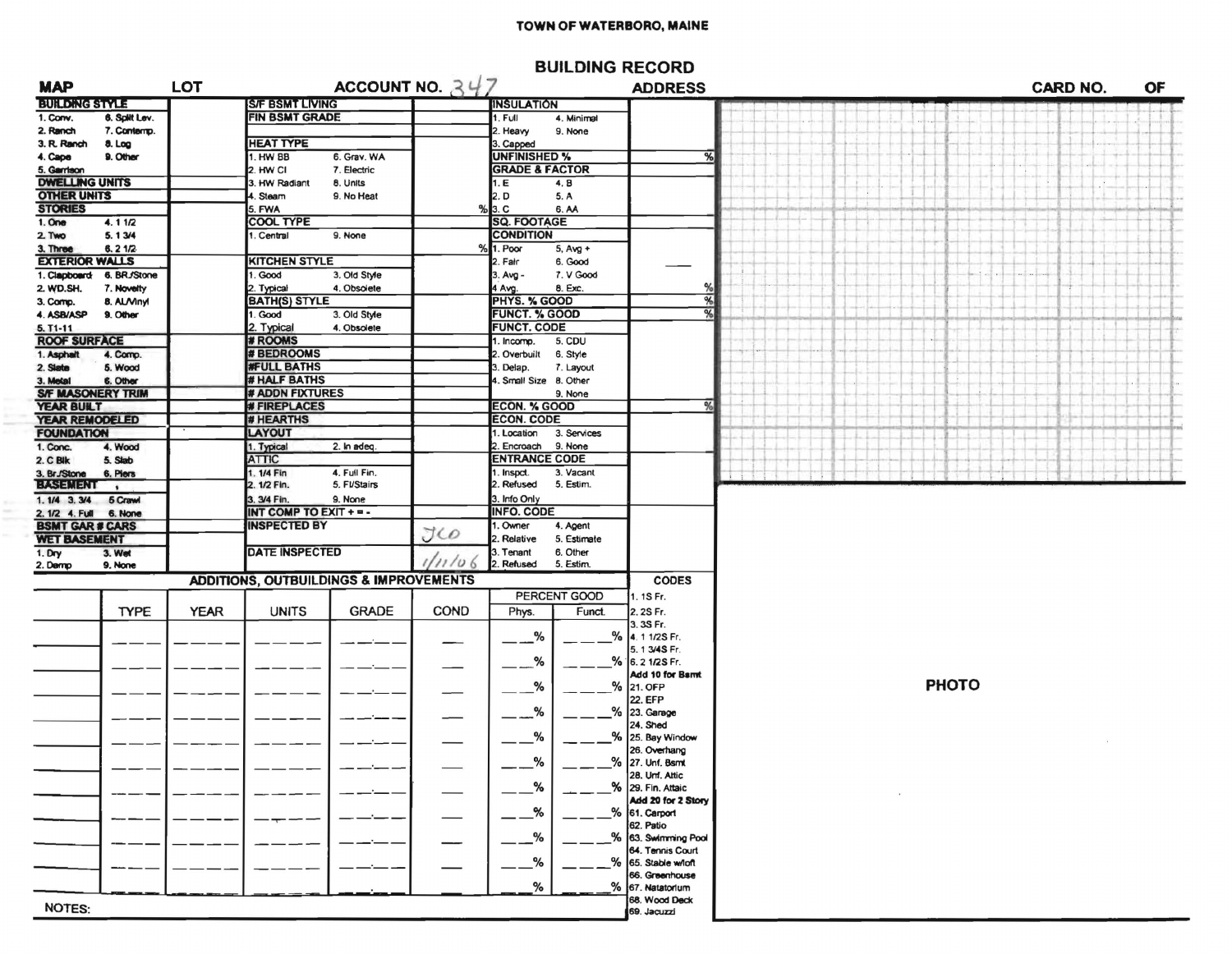TOWN OF WATERBORO, MAINE

# BUILDING RECORD

MAP | LOT | ACCOUNT NO. 347 | ADDRESS | CARD NO. | OF

| | | | | | |
|---|---|---|---|---|---|
| **BUILDING STYLE** | | **S/F BSMT LIVING** | | **INSULATION** | |
| 1. Conv. 6. Split Lev. 2. Ranch 7. Contemp. 3. R. Ranch 8. Log 4. Cape 9. Other 5. Garrison | | **FIN BSMT GRADE** | | 1. Full 4. Minimal 2. Heavy 9. None 3. Capped | |
| **DWELLING UNITS** | | **HEAT TYPE** 1. HW BB 6. Grav. WA 2. HW CI 7. Electric 3. HW Radiant 8. Units 4. Steam 9. No Heat 5. FWA | % | **UNFINISHED %** | % |
| **OTHER UNITS** | | | | **GRADE & FACTOR** 1. E 4. B 2. D 5. A 3. C 6. AA | % |
| **STORIES** 1. One 4. 1 1/2 2. Two 5. 1 3/4 3. Three 6. 2 1/2 | | **COOL TYPE** 1. Central 9. None | % | **SQ. FOOTAGE** | |
| **EXTERIOR WALLS** 1. Clapboard 6. BR./Stone 2. WD.SH. 7. Novelty 3. Comp. 8. AL/Vinyl 4. ASB/ASP 9. Other 5. T1-11 | | **KITCHEN STYLE** 1. Good 3. Old Style 2. Typical 4. Obsolete | | **CONDITION** 1. Poor 5. Avg + 2. Fair 6. Good 3. Avg - 7. V Good 4 Avg. 8. Exc. | |
| | | **BATH(S) STYLE** 1. Good 3. Old Style 2. Typical 4. Obsolete | | **PHYS. % GOOD** | % |
| | | | | **FUNCT. % GOOD** | % |
| **ROOF SURFACE** 1. Asphalt 4. Comp. 2. Slate 5. Wood 3. Metal 6. Other | | **# ROOMS** | | **FUNCT. CODE** 1. Incomp. 5. CDU 2. Overbuilt 6. Style 3. Delap. 7. Layout 4. Small Size 8. Other 9. None | |
| | | **# BEDROOMS** | | | |
| | | **#FULL BATHS** | | | |
| | | **# HALF BATHS** | | | |
| **S/F MASONERY TRIM** | | **# ADDN FIXTURES** | | | |
| **YEAR BUILT** | | **# FIREPLACES** | | **ECON. % GOOD** | % |
| **YEAR REMODELED** | | **# HEARTHS** | | **ECON. CODE** | |
| **FOUNDATION** 1. Conc. 4. Wood 2. C Blk 5. Slab 3. Br./Stone 6. Piers | | **LAYOUT** 1. Typical 2. In adeq. | | 1. Location 3. Services 2. Encroach 9. None | |
| | | **ATTIC** 1. 1/4 Fin 4. Full Fin. 2. 1/2 Fin. 5. Fl/Stairs 3. 3/4 Fin. 9. None | | **ENTRANCE CODE** 1. Inspct. 3. Vacant 2. Refused 5. Estim. 3. Info Only | |
| **BASEMENT** 1. 1/4 3. 3/4 5 Crawl 2. 1/2 4. Full 6. None | | | | | |
| | | **INT COMP TO EXIT + = -** | | **INFO. CODE** | |
| **BSMT GAR # CARS** | | **INSPECTED BY** | JCO | 1. Owner 4. Agent 2. Relative 5. Estimate | |
| **WET BASEMENT** 1. Dry 3. Wet 2. Damp 9. None | | **DATE INSPECTED** | 1/11/06 | 3. Tenant 6. Other 2. Refused 5. Estim. | |

## ADDITIONS, OUTBUILDINGS & IMPROVEMENTS

| | TYPE | YEAR | UNITS | GRADE | COND | PERCENT GOOD Phys. | Funct. |
|---|---|---|---|---|---|---|---|
| | | | | | | % | % |
| | | | | | | % | % |
| | | | | | | % | % |
| | | | | | | % | % |
| | | | | | | % | % |
| | | | | | | % | % |
| | | | | | | % | % |
| | | | | | | % | % |
| | | | | | | % | % |
| | | | | | | % | % |
| | | | | | | % | % |

NOTES:

**CODES**
1. 1S Fr.
2. 2S Fr.
3. 3S Fr.
4. 1 1/2S Fr.
5. 1 3/4S Fr.
6. 2 1/2S Fr.
**Add 10 for Bsmt**
21. OFP
22. EFP
23. Garage
24. Shed
25. Bay Window
26. Overhang
27. Unf. Bsmt
28. Unf. Attic
29. Fin. Attaic
**Add 20 for 2 Story**
61. Carport
62. Patio
63. Swimming Pool
64. Tennis Court
65. Stable w/loft
66. Greenhouse
67. Natatorium
68. Wood Deck
69. Jacuzzi

PHOTO